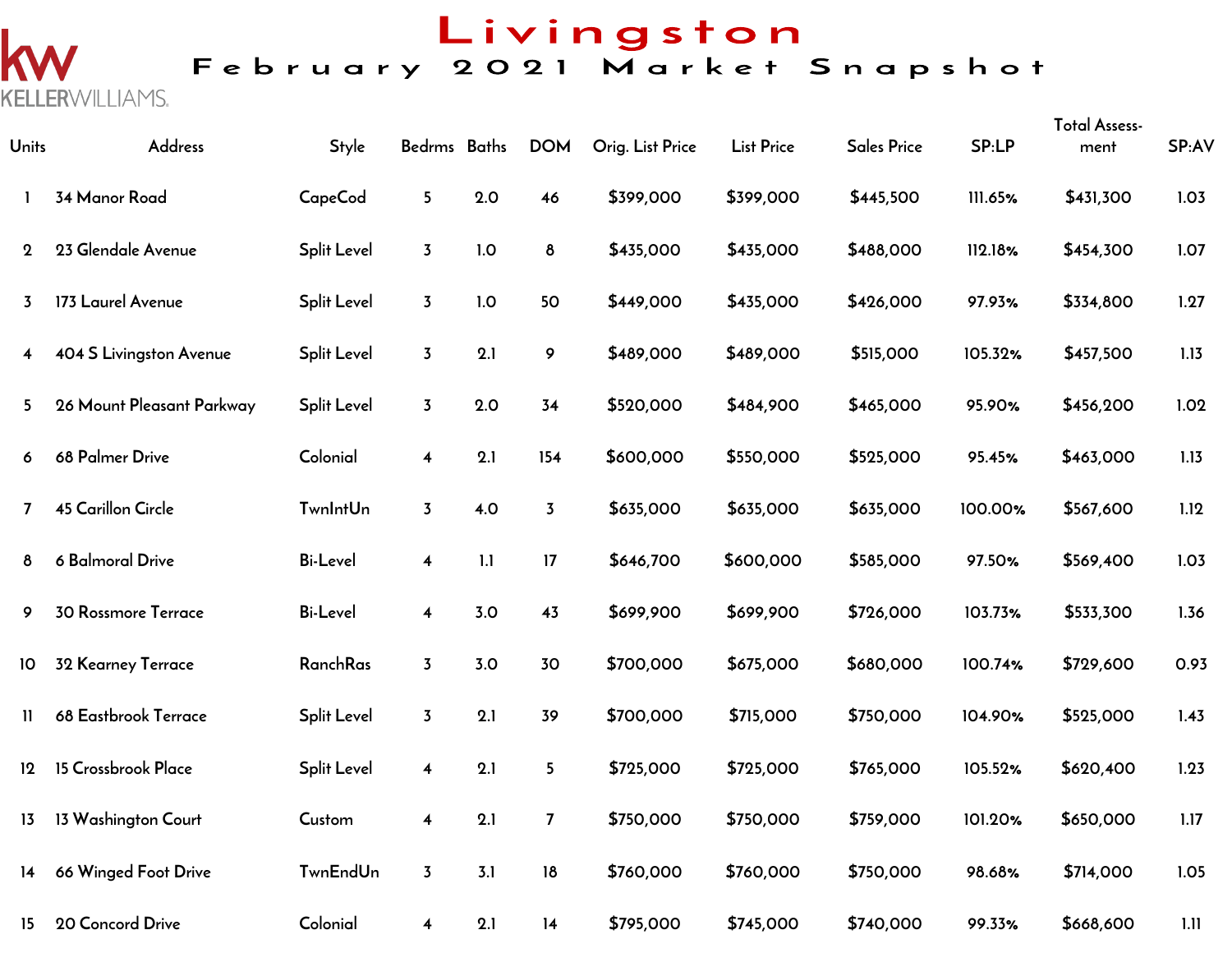# Livingston

## February 2021 Market Snapshot

KELLERWILLIAMS.

| Units | Address | Style | Bedrms | Baths | DOM | Orig. List Price | List Price | Sales Price | SP:LP | Total Assessment | SP:AV |
|---|---|---|---|---|---|---|---|---|---|---|---|
| 1 | 34 Manor Road | CapeCod | 5 | 2.0 | 46 | $399,000 | $399,000 | $445,500 | 111.65% | $431,300 | 1.03 |
| 2 | 23 Glendale Avenue | Split Level | 3 | 1.0 | 8 | $435,000 | $435,000 | $488,000 | 112.18% | $454,300 | 1.07 |
| 3 | 173 Laurel Avenue | Split Level | 3 | 1.0 | 50 | $449,000 | $435,000 | $426,000 | 97.93% | $334,800 | 1.27 |
| 4 | 404 S Livingston Avenue | Split Level | 3 | 2.1 | 9 | $489,000 | $489,000 | $515,000 | 105.32% | $457,500 | 1.13 |
| 5 | 26 Mount Pleasant Parkway | Split Level | 3 | 2.0 | 34 | $520,000 | $484,900 | $465,000 | 95.90% | $456,200 | 1.02 |
| 6 | 68 Palmer Drive | Colonial | 4 | 2.1 | 154 | $600,000 | $550,000 | $525,000 | 95.45% | $463,000 | 1.13 |
| 7 | 45 Carillon Circle | TwnIntUn | 3 | 4.0 | 3 | $635,000 | $635,000 | $635,000 | 100.00% | $567,600 | 1.12 |
| 8 | 6 Balmoral Drive | Bi-Level | 4 | 1.1 | 17 | $646,700 | $600,000 | $585,000 | 97.50% | $569,400 | 1.03 |
| 9 | 30 Rossmore Terrace | Bi-Level | 4 | 3.0 | 43 | $699,900 | $699,900 | $726,000 | 103.73% | $533,300 | 1.36 |
| 10 | 32 Kearney Terrace | RanchRas | 3 | 3.0 | 30 | $700,000 | $675,000 | $680,000 | 100.74% | $729,600 | 0.93 |
| 11 | 68 Eastbrook Terrace | Split Level | 3 | 2.1 | 39 | $700,000 | $715,000 | $750,000 | 104.90% | $525,000 | 1.43 |
| 12 | 15 Crossbrook Place | Split Level | 4 | 2.1 | 5 | $725,000 | $725,000 | $765,000 | 105.52% | $620,400 | 1.23 |
| 13 | 13 Washington Court | Custom | 4 | 2.1 | 7 | $750,000 | $750,000 | $759,000 | 101.20% | $650,000 | 1.17 |
| 14 | 66 Winged Foot Drive | TwnEndUn | 3 | 3.1 | 18 | $760,000 | $760,000 | $750,000 | 98.68% | $714,000 | 1.05 |
| 15 | 20 Concord Drive | Colonial | 4 | 2.1 | 14 | $795,000 | $745,000 | $740,000 | 99.33% | $668,600 | 1.11 |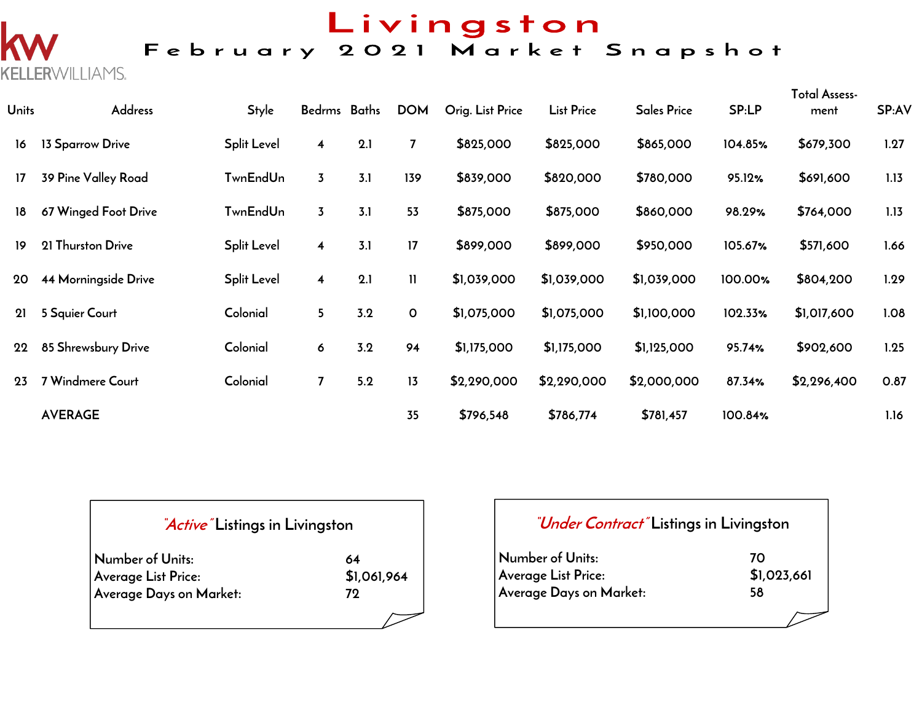# Livingston

## February 2021 Market Snapshot

KELLERWILLIAMS.

| Units | Address | Style | Bedrms | Baths | DOM | Orig. List Price | List Price | Sales Price | SP:LP | Total Assess-ment | SP:AV |
|---|---|---|---|---|---|---|---|---|---|---|---|
| 16 | 13 Sparrow Drive | Split Level | 4 | 2.1 | 7 | $825,000 | $825,000 | $865,000 | 104.85% | $679,300 | 1.27 |
| 17 | 39 Pine Valley Road | TwnEndUn | 3 | 3.1 | 139 | $839,000 | $820,000 | $780,000 | 95.12% | $691,600 | 1.13 |
| 18 | 67 Winged Foot Drive | TwnEndUn | 3 | 3.1 | 53 | $875,000 | $875,000 | $860,000 | 98.29% | $764,000 | 1.13 |
| 19 | 21 Thurston Drive | Split Level | 4 | 3.1 | 17 | $899,000 | $899,000 | $950,000 | 105.67% | $571,600 | 1.66 |
| 20 | 44 Morningside Drive | Split Level | 4 | 2.1 | 11 | $1,039,000 | $1,039,000 | $1,039,000 | 100.00% | $804,200 | 1.29 |
| 21 | 5 Squier Court | Colonial | 5 | 3.2 | 0 | $1,075,000 | $1,075,000 | $1,100,000 | 102.33% | $1,017,600 | 1.08 |
| 22 | 85 Shrewsbury Drive | Colonial | 6 | 3.2 | 94 | $1,175,000 | $1,175,000 | $1,125,000 | 95.74% | $902,600 | 1.25 |
| 23 | 7 Windmere Court | Colonial | 7 | 5.2 | 13 | $2,290,000 | $2,290,000 | $2,000,000 | 87.34% | $2,296,400 | 0.87 |
| | AVERAGE | | | | 35 | $796,548 | $786,774 | $781,457 | 100.84% | | 1.16 |

### *"Active"* Listings in Livingston

Number of Units: 64
Average List Price: $1,061,964
Average Days on Market: 72

### *"Under Contract"* Listings in Livingston

Number of Units: 70
Average List Price: $1,023,661
Average Days on Market: 58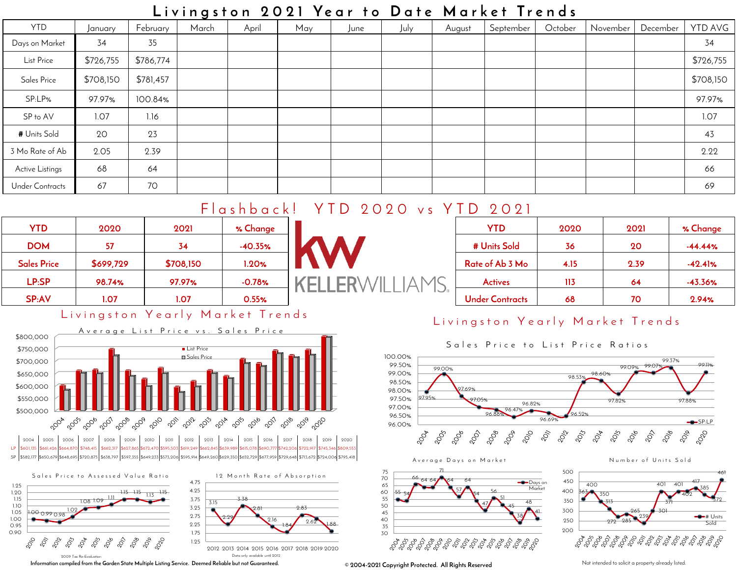# Livingston 2021 Year to Date Market Trends

| YTD | January | February | March | April | May | June | July | August | September | October | November | December | YTD AVG |
|---|---|---|---|---|---|---|---|---|---|---|---|---|---|
| Days on Market | 34 | 35 | | | | | | | | | | | 34 |
| List Price | $726,755 | $786,774 | | | | | | | | | | | $726,755 |
| Sales Price | $708,150 | $781,457 | | | | | | | | | | | $708,150 |
| SP:LP% | 97.97% | 100.84% | | | | | | | | | | | 97.97% |
| SP to AV | 1.07 | 1.16 | | | | | | | | | | | 1.07 |
| # Units Sold | 20 | 23 | | | | | | | | | | | 43 |
| 3 Mo Rate of Ab | 2.05 | 2.39 | | | | | | | | | | | 2.22 |
| Active Listings | 68 | 64 | | | | | | | | | | | 66 |
| Under Contracts | 67 | 70 | | | | | | | | | | | 69 |

## Flashback! YTD 2020 vs YTD 2021

| YTD | 2020 | 2021 | % Change |
|---|---|---|---|
| DOM | 57 | 34 | -40.35% |
| Sales Price | $699,729 | $708,150 | 1.20% |
| LP:SP | 98.74% | 97.97% | -0.78% |
| SP:AV | 1.07 | 1.07 | 0.55% |

KELLERWILLIAMS.

| YTD | 2020 | 2021 | % Change |
|---|---|---|---|
| # Units Sold | 36 | 20 | -44.44% |
| Rate of Ab 3 Mo | 4.15 | 2.39 | -42.41% |
| Actives | 113 | 64 | -43.36% |
| Under Contracts | 68 | 70 | 2.94% |

## Livingston Yearly Market Trends

Average List Price vs. Sales Price

List Price
Sales Price

$800,000 $750,000 $700,000 $650,000 $600,000 $550,000 $500,000

| | 2004 | 2005 | 2006 | 2007 | 2008 | 2009 | 2010 | 2011 | 2012 | 2013 | 2014 | 2015 | 2016 | 2017 | 2018 | 2019 | 2020 |
|---|---|---|---|---|---|---|---|---|---|---|---|---|---|---|---|---|---|
| LP | $601,135 | $661,426 | $664,870 | $748,415 | $662,317 | $627,865 | $672,470 | $595,503 | $619,249 | $662,845 | $639,989 | $615,078 | $690,777 | $742,206 | $722,917 | $745,346 | $809,553 |
| SP | $582,177 | $650,679 | $648,695 | $720,875 | $638,797 | $597,355 | $649,233 | $573,206 | $595,914 | $649,260 | $629,350 | $652,729 | $677,959 | $729,648 | $713,672 | $724,006 | $795,418 |

## Livingston Yearly Market Trends

Sales Price to List Price Ratios

2004: 97.95%, 2005: 99.00%, 2006: 97.69%, 2007: 97.05%, 2008: 96.88%, 2009: 96.47%, 2010: 96.82%, 2011: 96.69%, 2012: 96.52%, 2013: 98.53%, 2014: 98.60%, 2015: 97.82%, 2016: 99.09%, 2017: 99.07%, 2018: 99.37%, 2019: 97.88%, 2020: 99.11%

SP:LP

Sales Price to Assessed Value Ratio

2010: 1.00, 2011: 0.99, 2012: 0.98, 2013: 1.02, 2014: 1.08, 2015: 1.09, 2016: 1.11, 2017: 1.15, 2018: 1.15, 2019: 1.13, 2020: 1.15

2009 Tax Re-Evaluation

12 Month Rate of Absorption

2012: 3.15, 2013: 2.29, 2014: 3.38, 2015: 2.81, 2016: 2.16, 2017: 1.84, 2018: 2.83, 2019: 2.62, 2020: 1.88

Data only available until 2012

Average Days on Market

2004: 55, 2005: 54, 2006: 66, 2007: 64, 2008: 64, 2009: 71, 2010: 64, 2011: 57, 2012: 64, 2013: 54, 2014: 47, 2015: 56, 2016: 51, 2017: 45, 2018: 38, 2019: 48, 2020: 41

Days on Market

Number of Units Sold

2004: 363, 2005: 400, 2006: 350, 2007: 313, 2008: 272, 2009: 285, 2010: 265, 2011: 239, 2012: 301, 2013: 401, 2014: 371, 2015: 401, 2016: 402, 2017: 417, 2018: 385, 2019: 372, 2020: 461

# Units Sold

Information compiled from the Garden State Multiple Listing Service. Deemed Reliable but not Guaranteed.

© 2004-2021 Copyright Protected. All Rights Reserved

Not intended to solicit a property already listed.